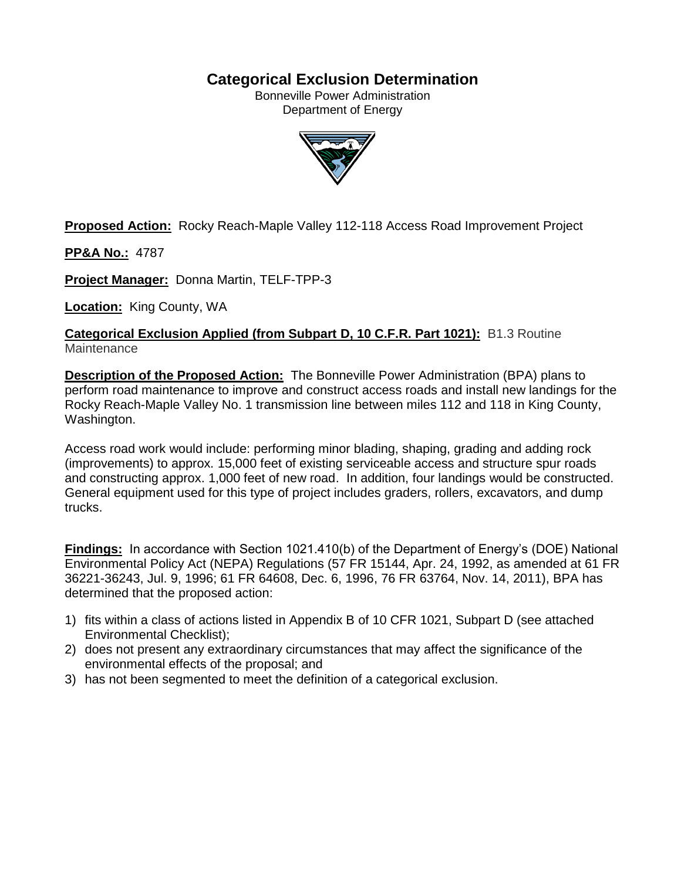# Categorical Exclusion Determination

Bonneville Power Administration
Department of Energy

**Proposed Action:** Rocky Reach-Maple Valley 112-118 Access Road Improvement Project

**PP&A No.:** 4787

**Project Manager:** Donna Martin, TELF-TPP-3

**Location:** King County, WA

**Categorical Exclusion Applied (from Subpart D, 10 C.F.R. Part 1021):** B1.3 Routine Maintenance

**Description of the Proposed Action:** The Bonneville Power Administration (BPA) plans to perform road maintenance to improve and construct access roads and install new landings for the Rocky Reach-Maple Valley No. 1 transmission line between miles 112 and 118 in King County, Washington.

Access road work would include: performing minor blading, shaping, grading and adding rock (improvements) to approx. 15,000 feet of existing serviceable access and structure spur roads and constructing approx. 1,000 feet of new road. In addition, four landings would be constructed. General equipment used for this type of project includes graders, rollers, excavators, and dump trucks.

**Findings:** In accordance with Section 1021.410(b) of the Department of Energy's (DOE) National Environmental Policy Act (NEPA) Regulations (57 FR 15144, Apr. 24, 1992, as amended at 61 FR 36221-36243, Jul. 9, 1996; 61 FR 64608, Dec. 6, 1996, 76 FR 63764, Nov. 14, 2011), BPA has determined that the proposed action:

1) fits within a class of actions listed in Appendix B of 10 CFR 1021, Subpart D (see attached Environmental Checklist);
2) does not present any extraordinary circumstances that may affect the significance of the environmental effects of the proposal; and
3) has not been segmented to meet the definition of a categorical exclusion.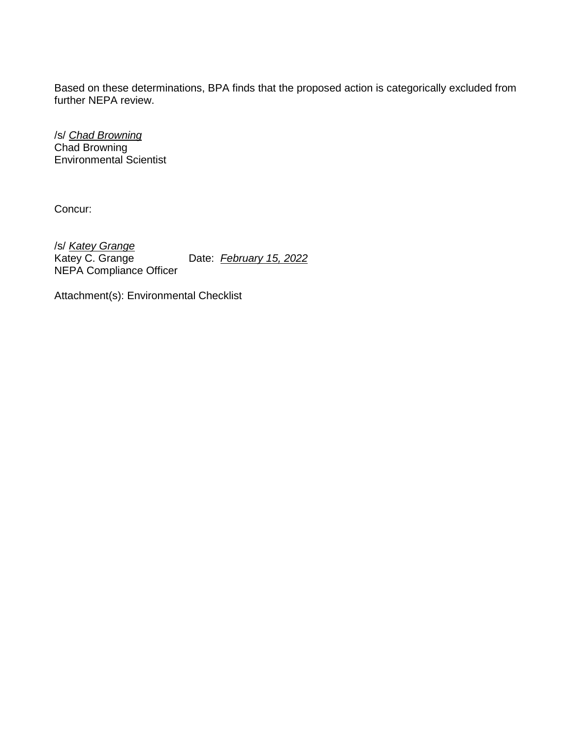Based on these determinations, BPA finds that the proposed action is categorically excluded from further NEPA review.

/s/ *Chad Browning*
Chad Browning
Environmental Scientist

Concur:

/s/ *Katey Grange*
Katey C. Grange Date: *February 15, 2022*
NEPA Compliance Officer

Attachment(s): Environmental Checklist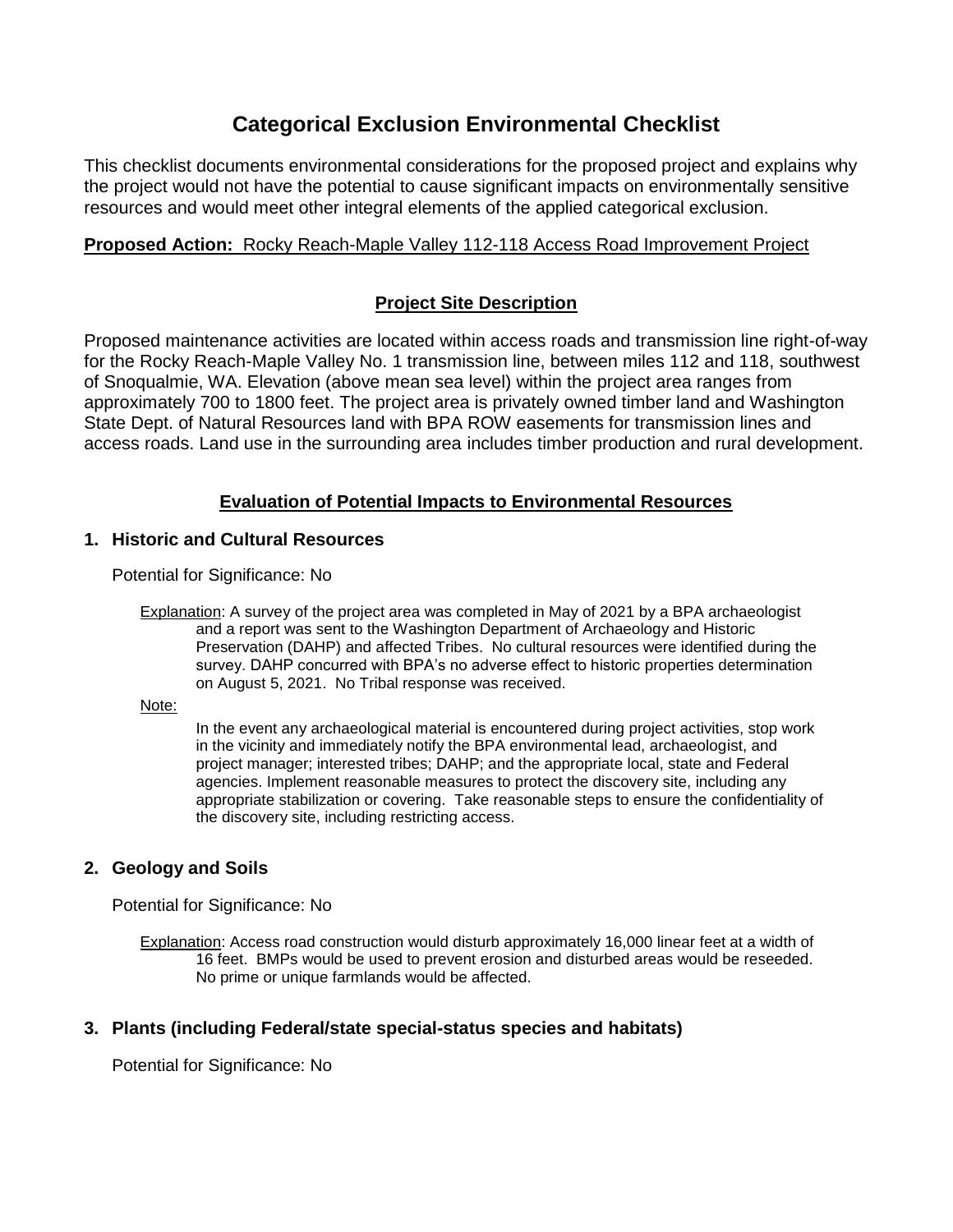# Categorical Exclusion Environmental Checklist

This checklist documents environmental considerations for the proposed project and explains why the project would not have the potential to cause significant impacts on environmentally sensitive resources and would meet other integral elements of the applied categorical exclusion.

**Proposed Action:** Rocky Reach-Maple Valley 112-118 Access Road Improvement Project

## Project Site Description

Proposed maintenance activities are located within access roads and transmission line right-of-way for the Rocky Reach-Maple Valley No. 1 transmission line, between miles 112 and 118, southwest of Snoqualmie, WA. Elevation (above mean sea level) within the project area ranges from approximately 700 to 1800 feet. The project area is privately owned timber land and Washington State Dept. of Natural Resources land with BPA ROW easements for transmission lines and access roads. Land use in the surrounding area includes timber production and rural development.

## Evaluation of Potential Impacts to Environmental Resources

### 1. Historic and Cultural Resources

Potential for Significance: No

Explanation: A survey of the project area was completed in May of 2021 by a BPA archaeologist and a report was sent to the Washington Department of Archaeology and Historic Preservation (DAHP) and affected Tribes. No cultural resources were identified during the survey. DAHP concurred with BPA's no adverse effect to historic properties determination on August 5, 2021. No Tribal response was received.

Note:

In the event any archaeological material is encountered during project activities, stop work in the vicinity and immediately notify the BPA environmental lead, archaeologist, and project manager; interested tribes; DAHP; and the appropriate local, state and Federal agencies. Implement reasonable measures to protect the discovery site, including any appropriate stabilization or covering. Take reasonable steps to ensure the confidentiality of the discovery site, including restricting access.

### 2. Geology and Soils

Potential for Significance: No

Explanation: Access road construction would disturb approximately 16,000 linear feet at a width of 16 feet. BMPs would be used to prevent erosion and disturbed areas would be reseeded. No prime or unique farmlands would be affected.

### 3. Plants (including Federal/state special-status species and habitats)

Potential for Significance: No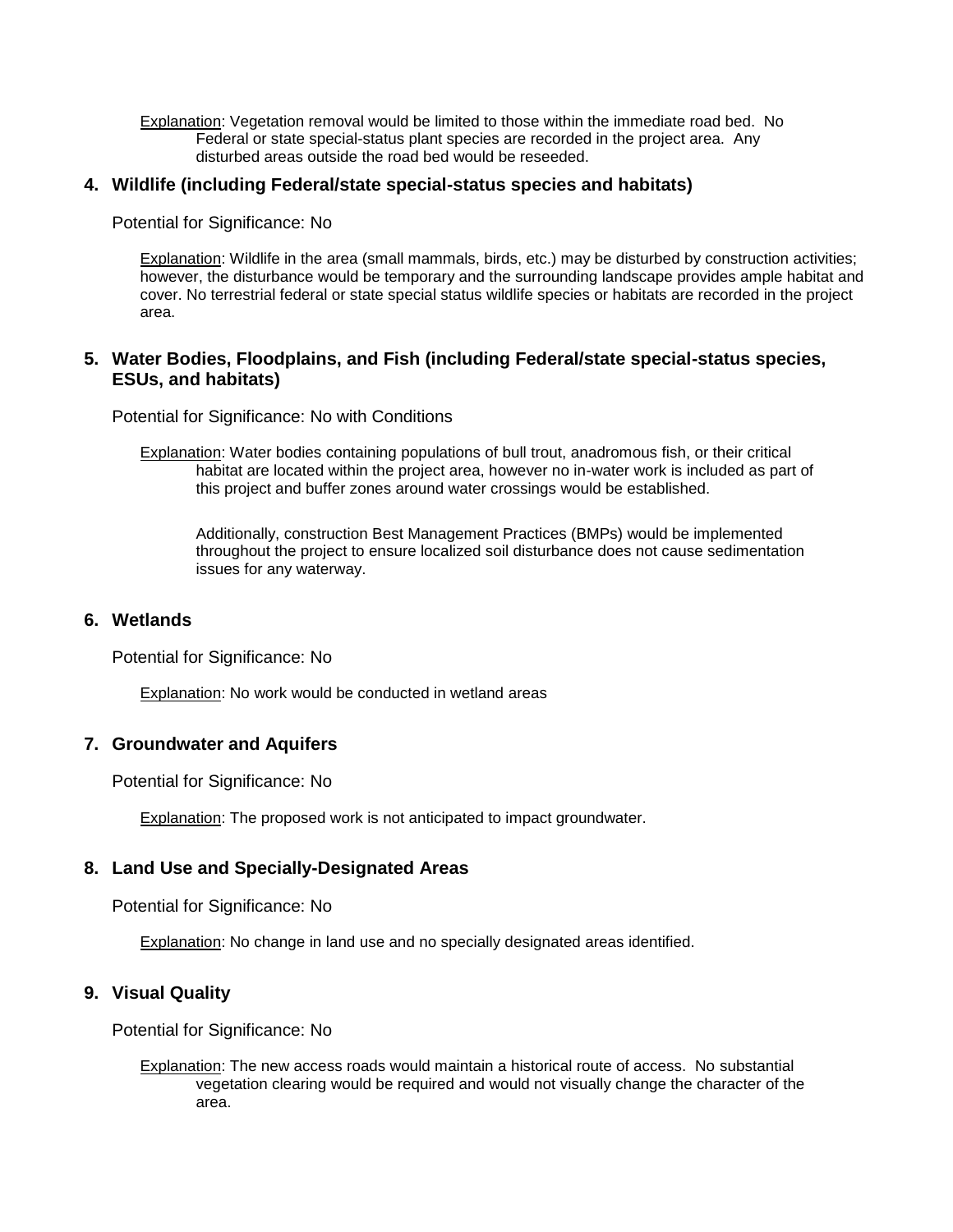Explanation: Vegetation removal would be limited to those within the immediate road bed. No Federal or state special-status plant species are recorded in the project area. Any disturbed areas outside the road bed would be reseeded.

### 4. Wildlife (including Federal/state special-status species and habitats)

Potential for Significance: No

Explanation: Wildlife in the area (small mammals, birds, etc.) may be disturbed by construction activities; however, the disturbance would be temporary and the surrounding landscape provides ample habitat and cover. No terrestrial federal or state special status wildlife species or habitats are recorded in the project area.

### 5. Water Bodies, Floodplains, and Fish (including Federal/state special-status species, ESUs, and habitats)

Potential for Significance: No with Conditions

Explanation: Water bodies containing populations of bull trout, anadromous fish, or their critical habitat are located within the project area, however no in-water work is included as part of this project and buffer zones around water crossings would be established.

Additionally, construction Best Management Practices (BMPs) would be implemented throughout the project to ensure localized soil disturbance does not cause sedimentation issues for any waterway.

### 6. Wetlands

Potential for Significance: No

Explanation: No work would be conducted in wetland areas

### 7. Groundwater and Aquifers

Potential for Significance: No

Explanation: The proposed work is not anticipated to impact groundwater.

### 8. Land Use and Specially-Designated Areas

Potential for Significance: No

Explanation: No change in land use and no specially designated areas identified.

### 9. Visual Quality

Potential for Significance: No

Explanation: The new access roads would maintain a historical route of access. No substantial vegetation clearing would be required and would not visually change the character of the area.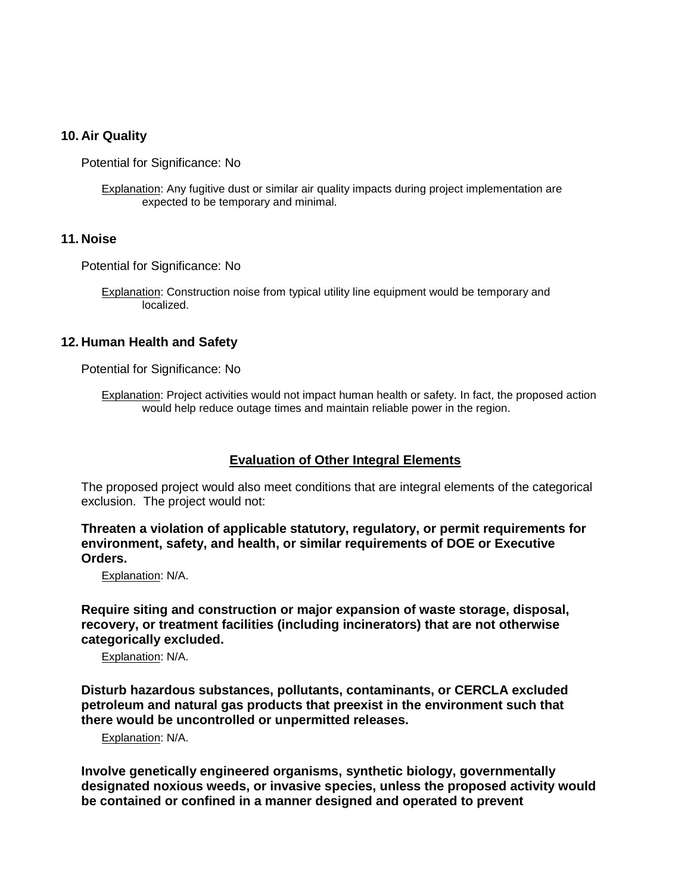## 10. Air Quality

Potential for Significance: No

Explanation: Any fugitive dust or similar air quality impacts during project implementation are expected to be temporary and minimal.

## 11. Noise

Potential for Significance: No

Explanation: Construction noise from typical utility line equipment would be temporary and localized.

## 12. Human Health and Safety

Potential for Significance: No

Explanation: Project activities would not impact human health or safety. In fact, the proposed action would help reduce outage times and maintain reliable power in the region.

## Evaluation of Other Integral Elements

The proposed project would also meet conditions that are integral elements of the categorical exclusion. The project would not:

**Threaten a violation of applicable statutory, regulatory, or permit requirements for environment, safety, and health, or similar requirements of DOE or Executive Orders.**

Explanation: N/A.

**Require siting and construction or major expansion of waste storage, disposal, recovery, or treatment facilities (including incinerators) that are not otherwise categorically excluded.**

Explanation: N/A.

**Disturb hazardous substances, pollutants, contaminants, or CERCLA excluded petroleum and natural gas products that preexist in the environment such that there would be uncontrolled or unpermitted releases.**

Explanation: N/A.

**Involve genetically engineered organisms, synthetic biology, governmentally designated noxious weeds, or invasive species, unless the proposed activity would be contained or confined in a manner designed and operated to prevent**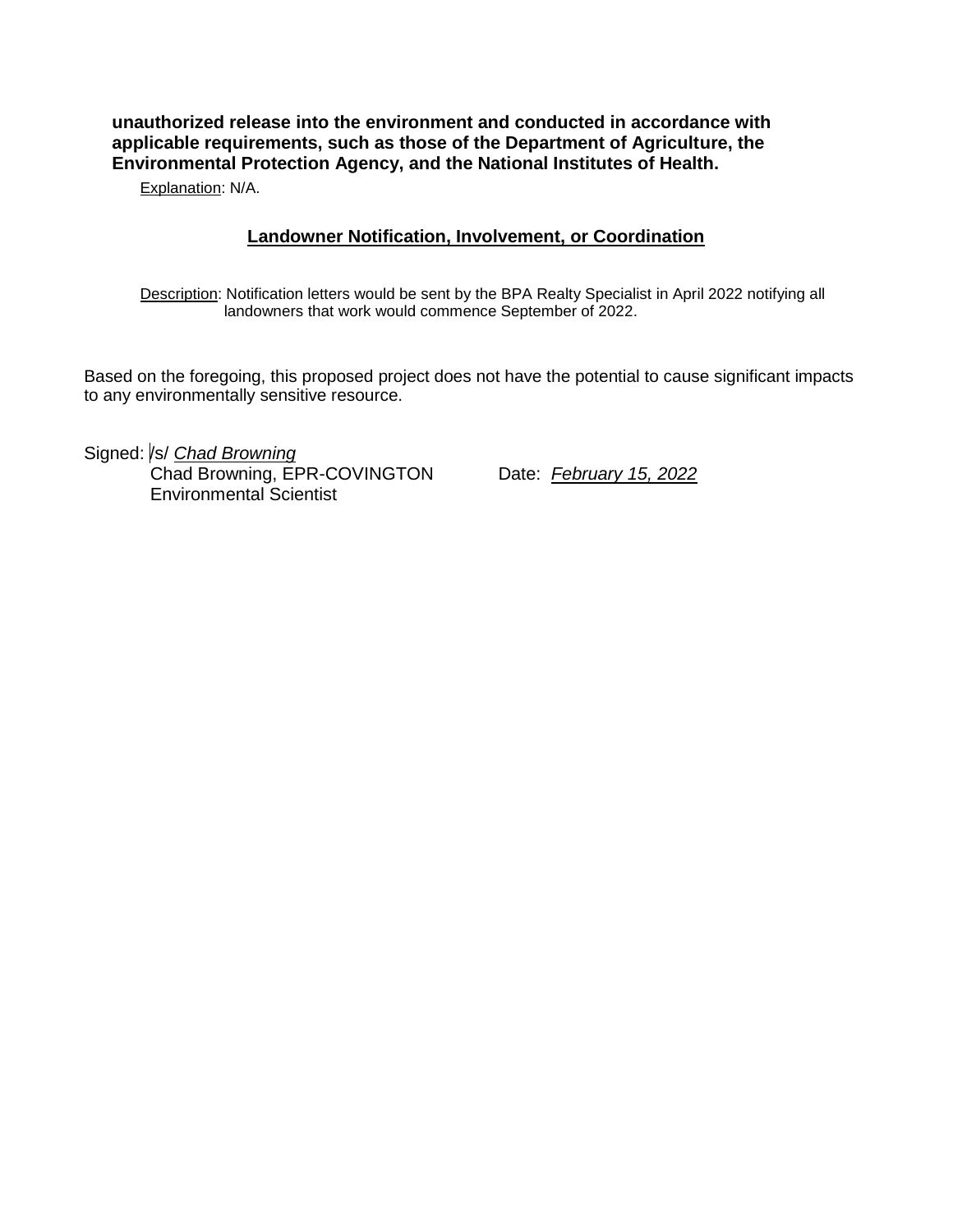**unauthorized release into the environment and conducted in accordance with applicable requirements, such as those of the Department of Agriculture, the Environmental Protection Agency, and the National Institutes of Health.**

Explanation: N/A.

## Landowner Notification, Involvement, or Coordination

Description: Notification letters would be sent by the BPA Realty Specialist in April 2022 notifying all landowners that work would commence September of 2022.

Based on the foregoing, this proposed project does not have the potential to cause significant impacts to any environmentally sensitive resource.

Signed: /s/ *Chad Browning*
Chad Browning, EPR-COVINGTON
Environmental Scientist

Date: *February 15, 2022*